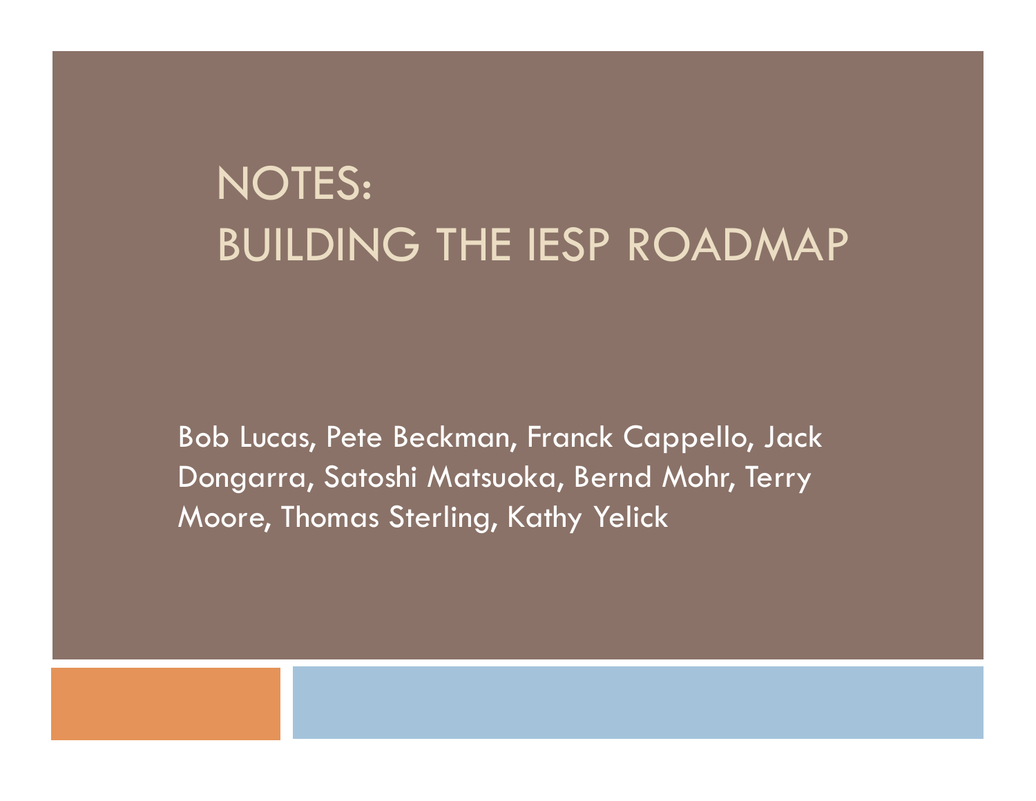# NOTES: BUILDING THE IESP ROADMAP

Bob Lucas, Pete Beckman, Franck Cappello, Jack Dongarra, Satoshi Matsuoka, Bernd Mohr, Terry Moore, Thomas Sterling, Kathy Yelick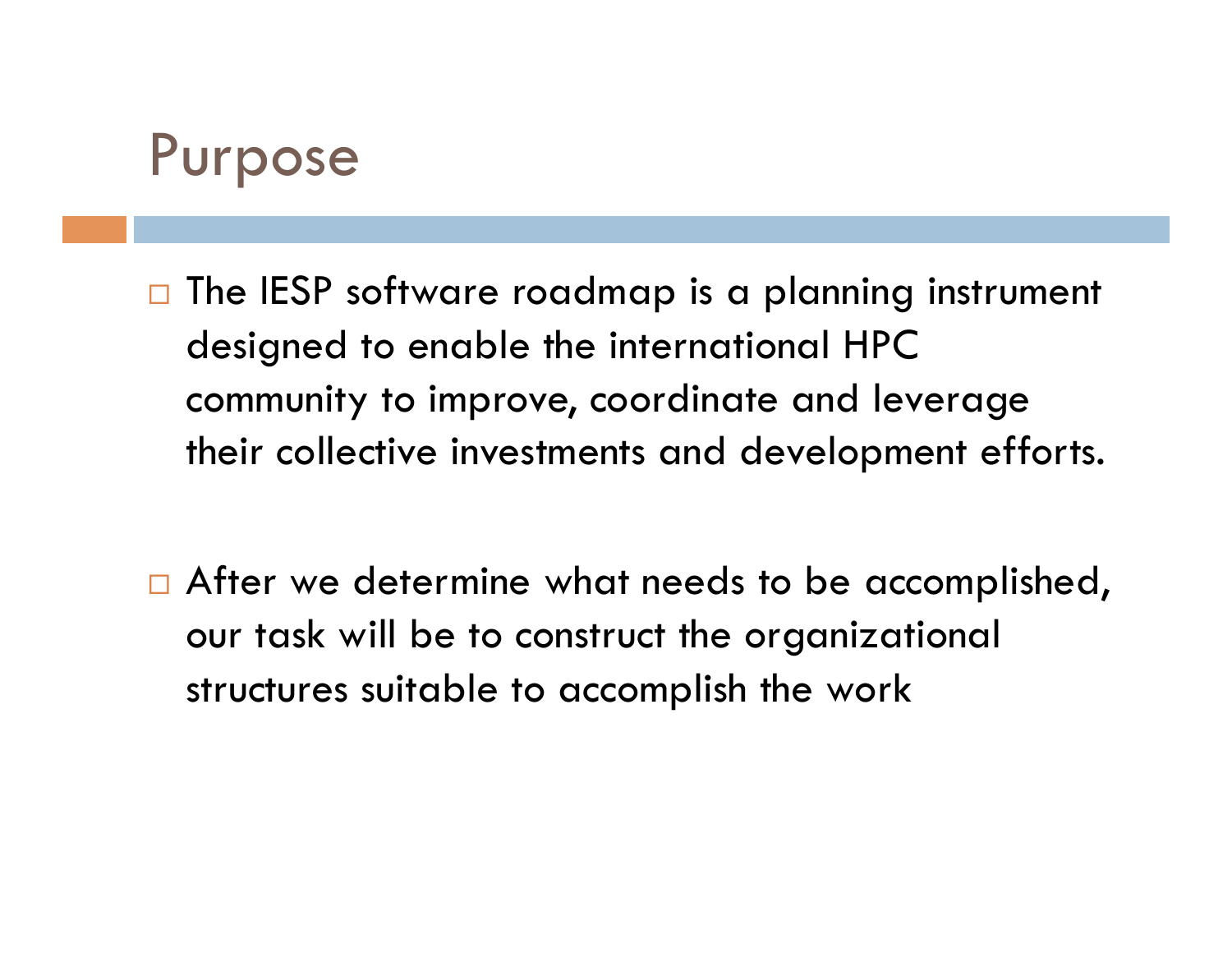# Purpose

- The IESP software roadmap is a planning instrument designed to enable the international HPC community to improve, coordinate and leverage their collective investments and development efforts.

- After we determine what needs to be accomplished, our task will be to construct the organizational structures suitable to accomplish the work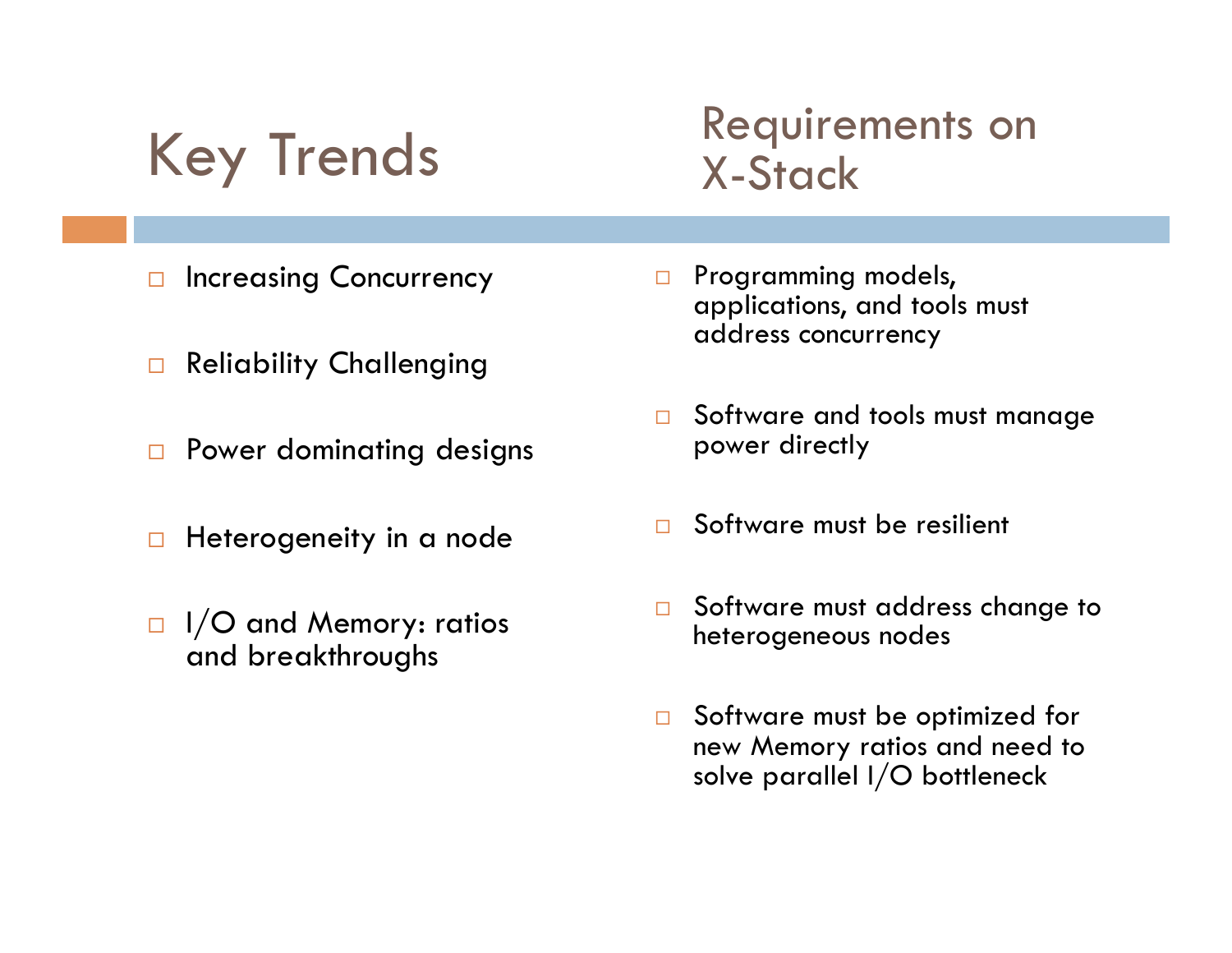## Key Trends

- Increasing Concurrency
- Reliability Challenging
- Power dominating designs
- Heterogeneity in a node
- I/O and Memory: ratios and breakthroughs

## Requirements on X-Stack

- Programming models, applications, and tools must address concurrency
- Software and tools must manage power directly
- Software must be resilient
- Software must address change to heterogeneous nodes
- Software must be optimized for new Memory ratios and need to solve parallel I/O bottleneck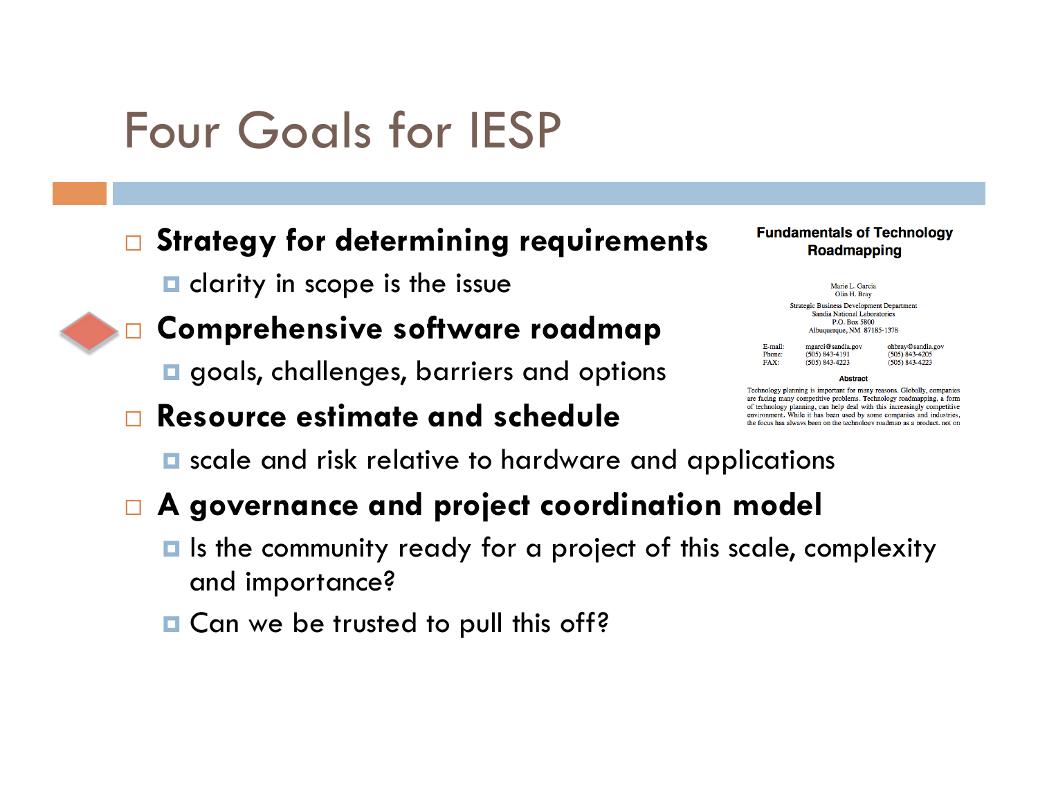# Four Goals for IESP

- **Strategy for determining requirements**
  - clarity in scope is the issue
- **Comprehensive software roadmap**
  - goals, challenges, barriers and options
- **Resource estimate and schedule**
  - scale and risk relative to hardware and applications
- **A governance and project coordination model**
  - Is the community ready for a project of this scale, complexity and importance?
  - Can we be trusted to pull this off?

**Fundamentals of Technology Roadmapping**

Marie L. Garcia
Olin H. Bray

Strategic Business Development Department
Sandia National Laboratories
P.O. Box 5800
Albuquerque, NM 87185-1378

| | | |
|---|---|---|
| E-mail: | mgarci@sandia.gov | ohbray@sandia.gov |
| Phone: | (505) 843-4191 | (505) 843-4205 |
| FAX: | (505) 843-4223 | (505) 843-4223 |

**Abstract**

Technology planning is important for many reasons. Globally, companies are facing many competitive problems. Technology roadmapping, a form of technology planning, can help deal with this increasingly competitive environment. While it has been used by some companies and industries, the focus has always been on the technology roadmap as a product, not on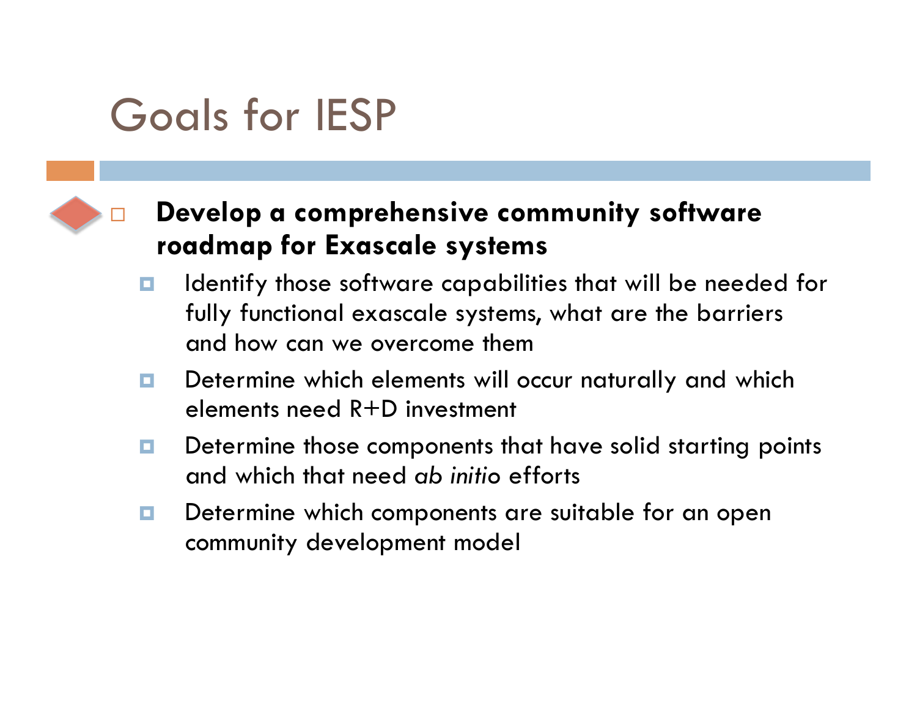# Goals for IESP

- **Develop a comprehensive community software roadmap for Exascale systems**
  - Identify those software capabilities that will be needed for fully functional exascale systems, what are the barriers and how can we overcome them
  - Determine which elements will occur naturally and which elements need R+D investment
  - Determine those components that have solid starting points and which that need *ab initio* efforts
  - Determine which components are suitable for an open community development model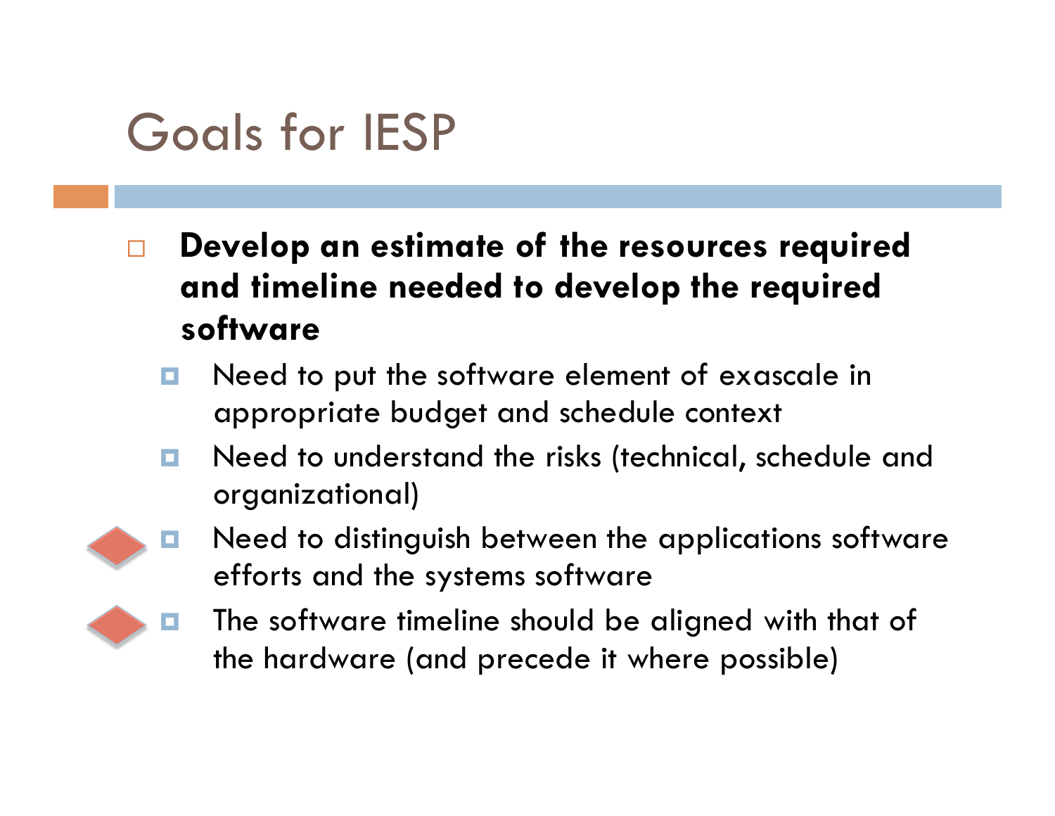# Goals for IESP

- **Develop an estimate of the resources required and timeline needed to develop the required software**
  - Need to put the software element of exascale in appropriate budget and schedule context
  - Need to understand the risks (technical, schedule and organizational)
  - Need to distinguish between the applications software efforts and the systems software
  - The software timeline should be aligned with that of the hardware (and precede it where possible)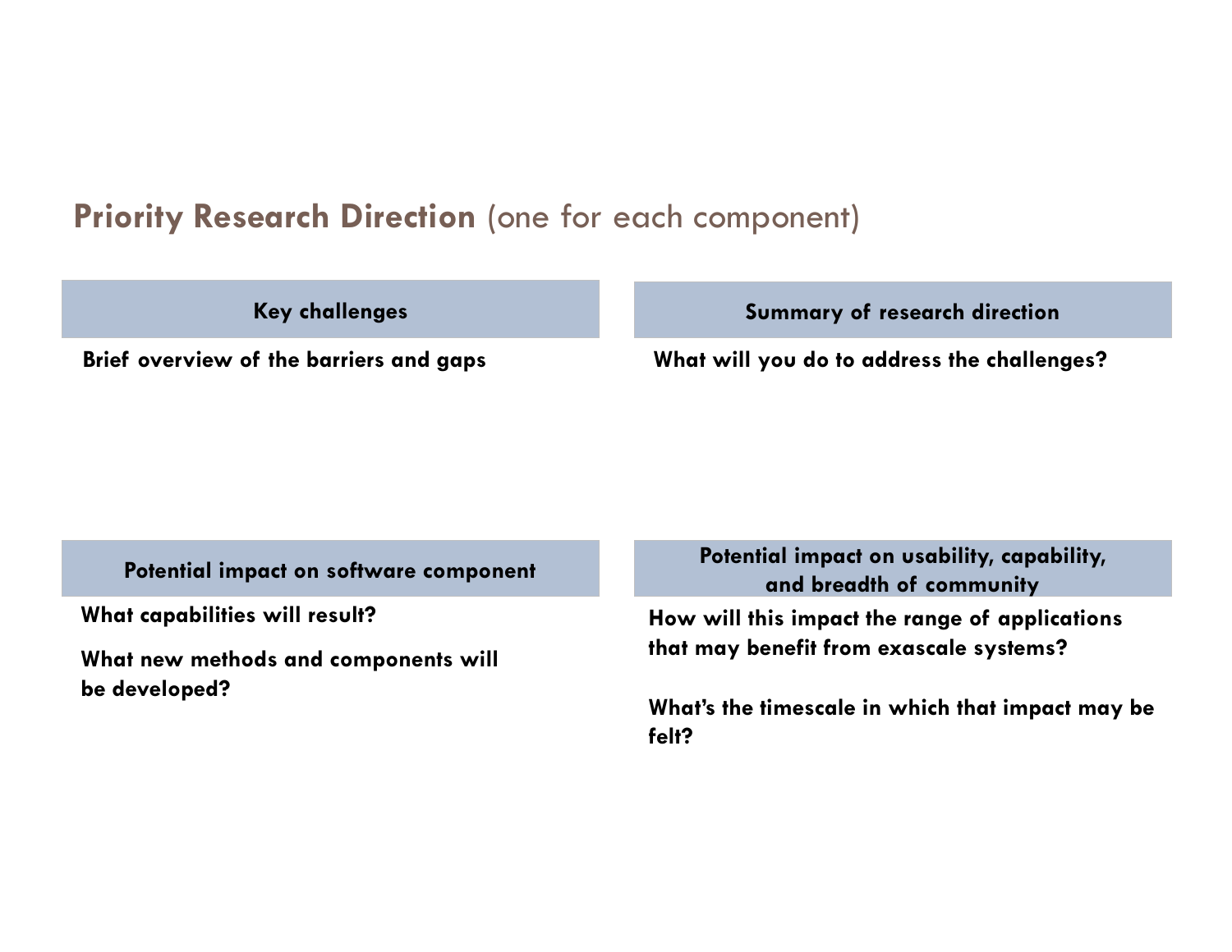# **Priority Research Direction** (one for each component)

### Key challenges

**Brief overview of the barriers and gaps**

### Summary of research direction

**What will you do to address the challenges?**

### Potential impact on software component

**What capabilities will result?**

**What new methods and components will be developed?**

### Potential impact on usability, capability, and breadth of community

**How will this impact the range of applications that may benefit from exascale systems?**

**What's the timescale in which that impact may be felt?**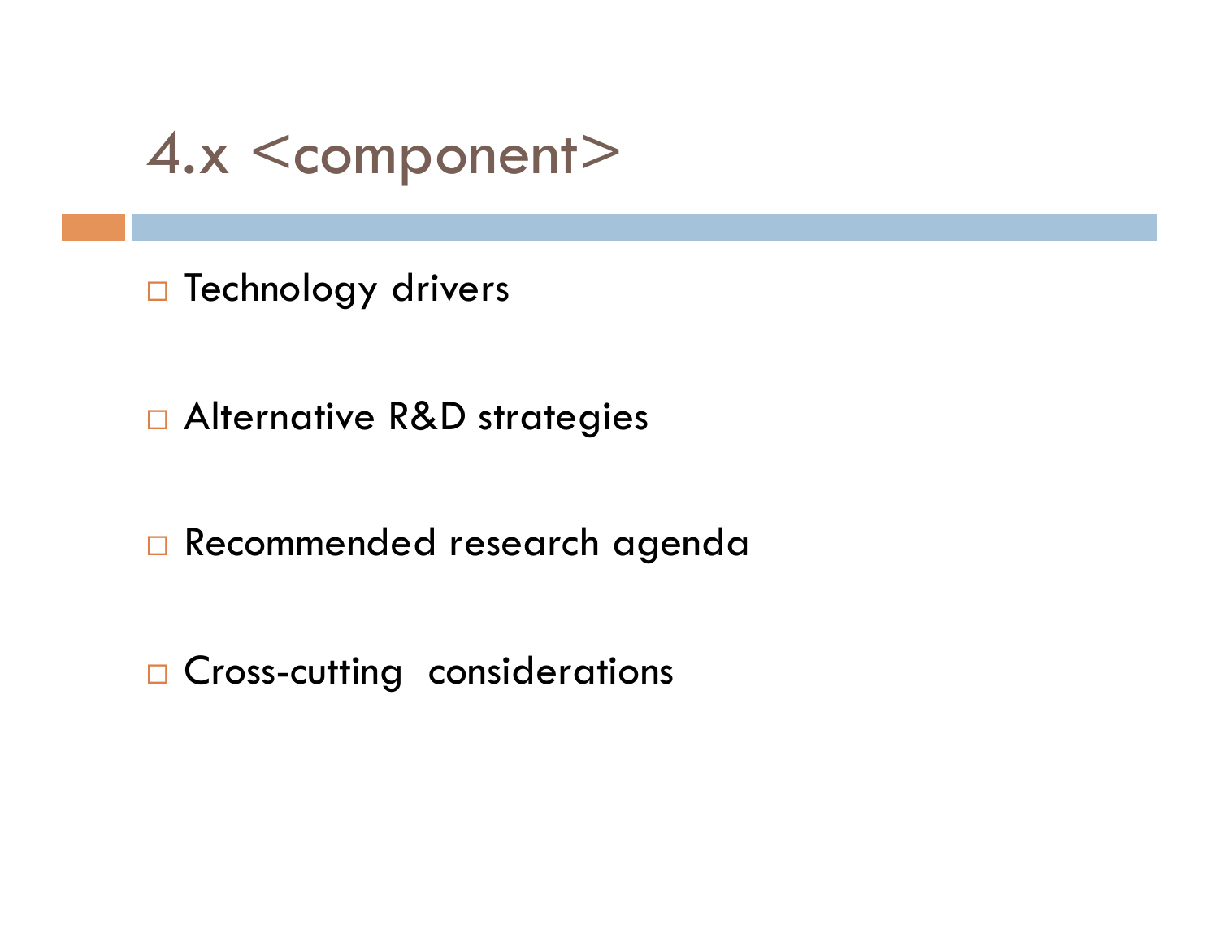# 4.x <component>

- Technology drivers
- Alternative R&D strategies
- Recommended research agenda
- Cross-cutting considerations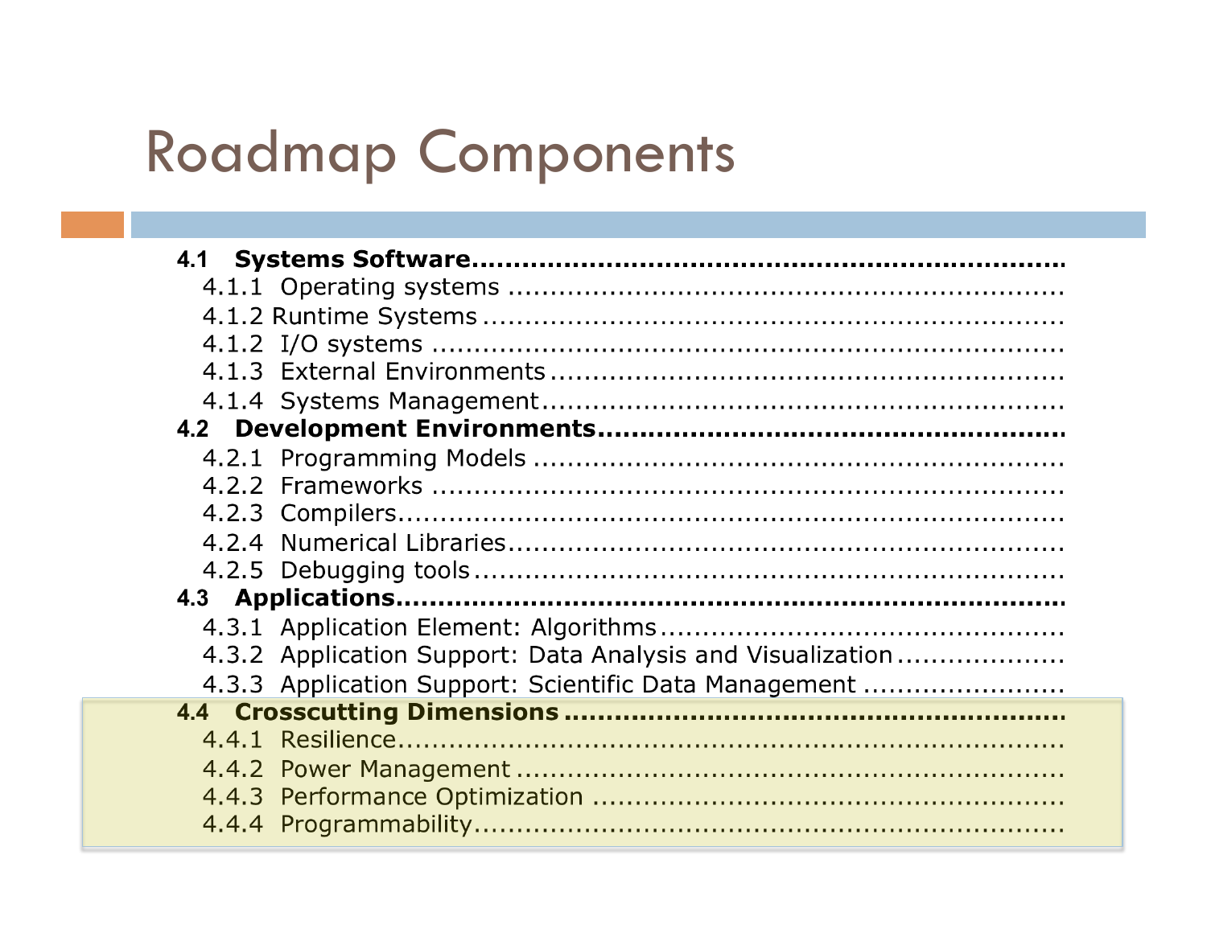# Roadmap Components

**4.1 Systems Software**

- 4.1.1 Operating systems
- 4.1.2 Runtime Systems
- 4.1.2 I/O systems
- 4.1.3 External Environments
- 4.1.4 Systems Management

**4.2 Development Environments**

- 4.2.1 Programming Models
- 4.2.2 Frameworks
- 4.2.3 Compilers
- 4.2.4 Numerical Libraries
- 4.2.5 Debugging tools

**4.3 Applications**

- 4.3.1 Application Element: Algorithms
- 4.3.2 Application Support: Data Analysis and Visualization
- 4.3.3 Application Support: Scientific Data Management

**4.4 Crosscutting Dimensions**

- 4.4.1 Resilience
- 4.4.2 Power Management
- 4.4.3 Performance Optimization
- 4.4.4 Programmability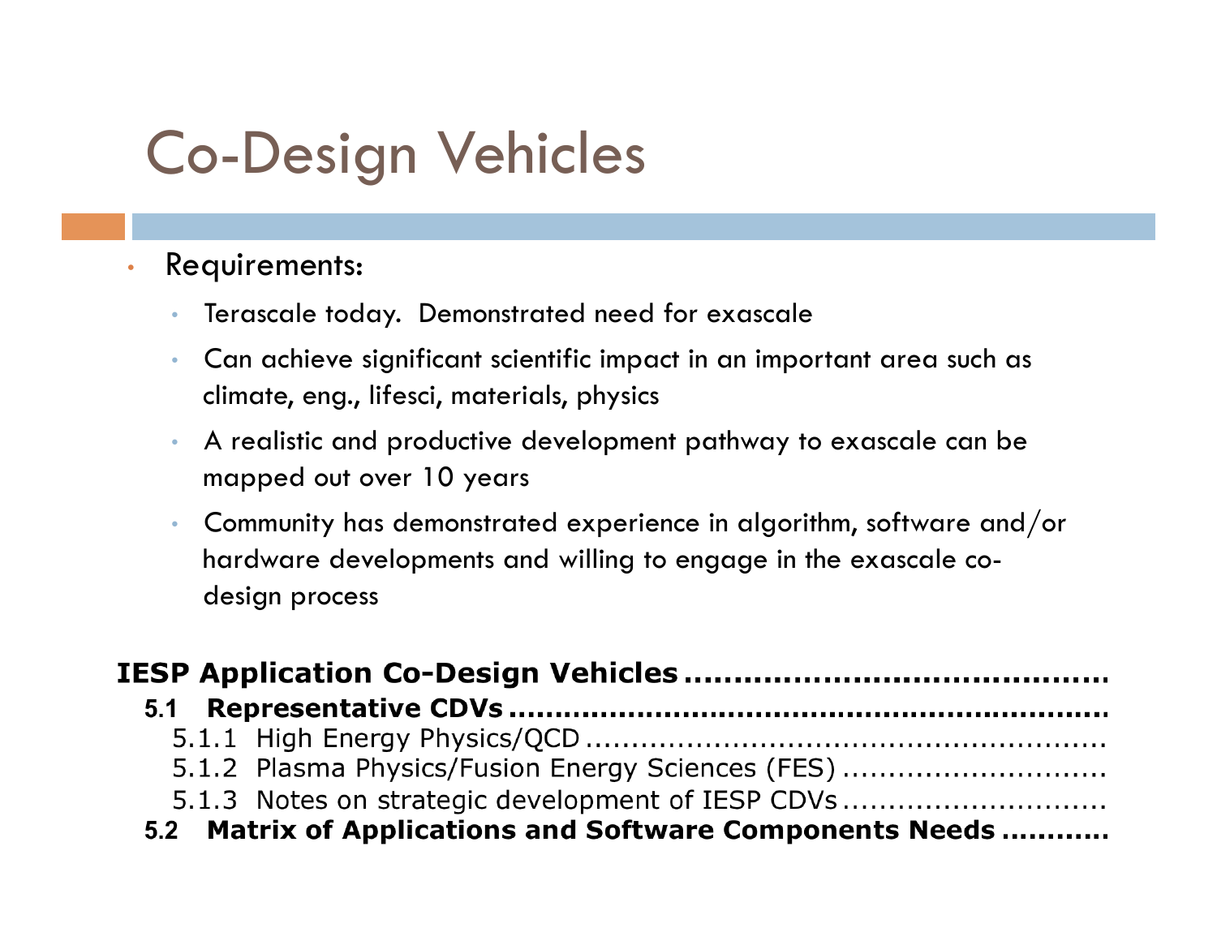# Co-Design Vehicles

- Requirements:
  - Terascale today. Demonstrated need for exascale
  - Can achieve significant scientific impact in an important area such as climate, eng., lifesci, materials, physics
  - A realistic and productive development pathway to exascale can be mapped out over 10 years
  - Community has demonstrated experience in algorithm, software and/or hardware developments and willing to engage in the exascale co-design process

**IESP Application Co-Design Vehicles ..........................................**

**5.1 Representative CDVs ..............................................................**

5.1.1 High Energy Physics/QCD ......................................................

5.1.2 Plasma Physics/Fusion Energy Sciences (FES) ............................

5.1.3 Notes on strategic development of IESP CDVs ............................

**5.2 Matrix of Applications and Software Components Needs ...........**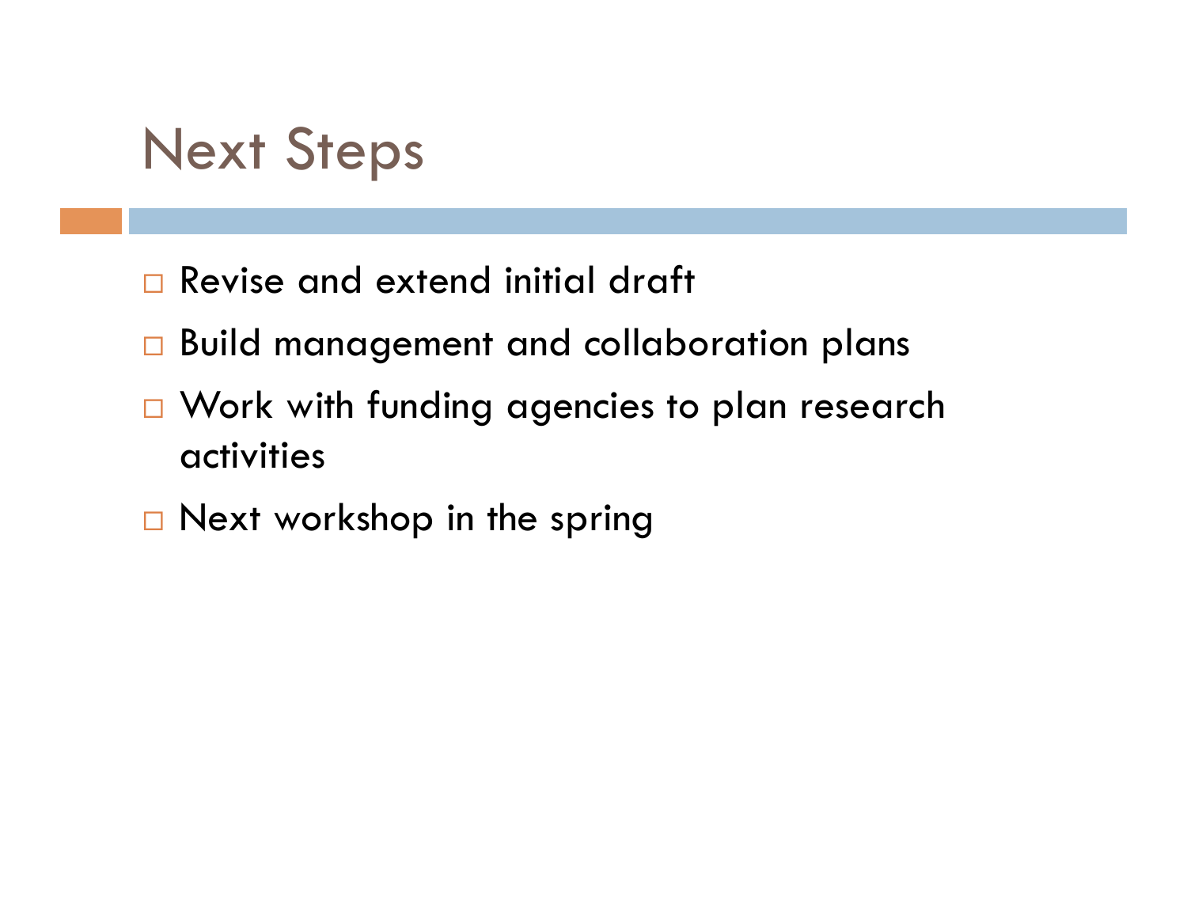# Next Steps

- Revise and extend initial draft
- Build management and collaboration plans
- Work with funding agencies to plan research activities
- Next workshop in the spring